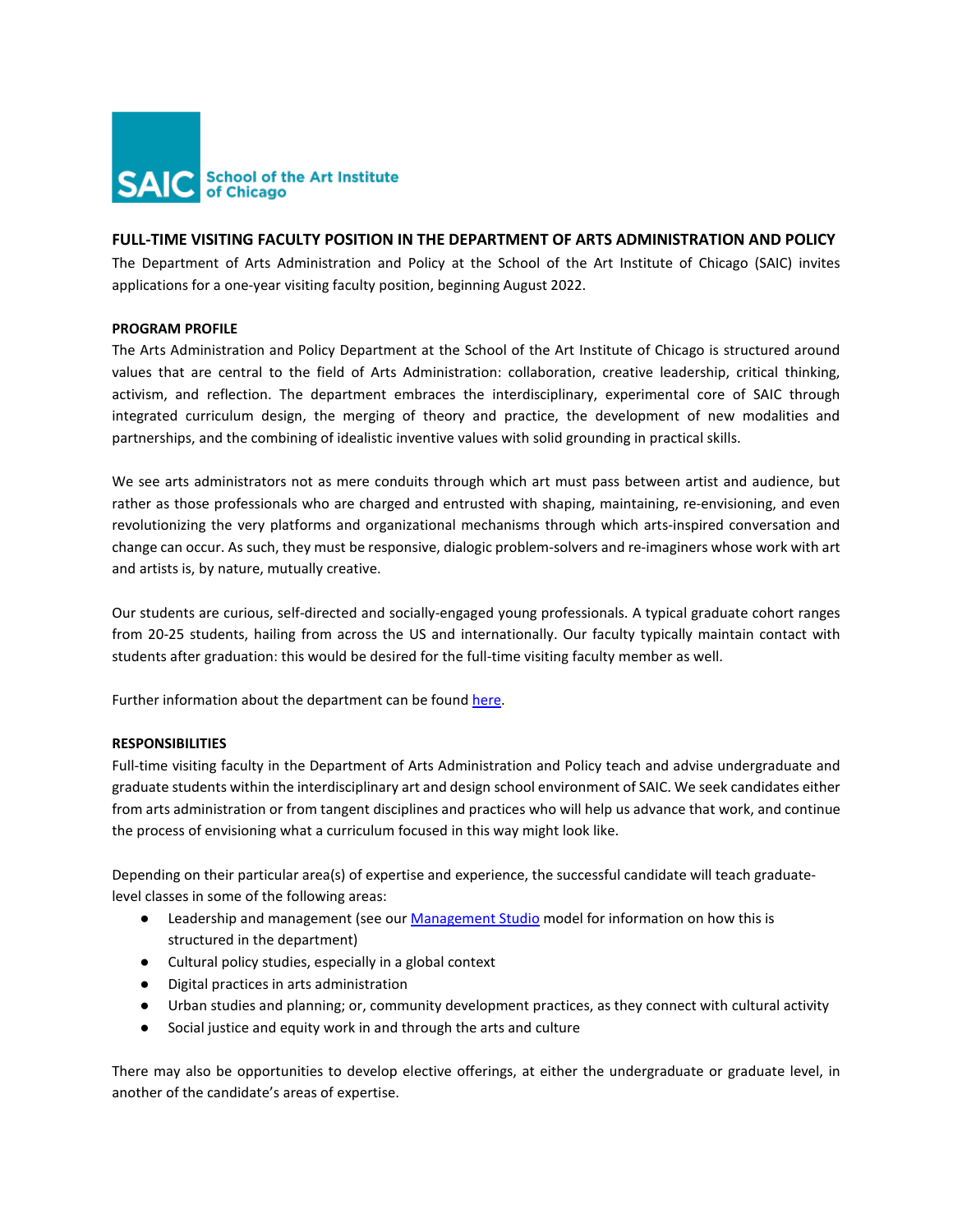SAIC School of the Art Institute of Chicago

## FULL-TIME VISITING FACULTY POSITION IN THE DEPARTMENT OF ARTS ADMINISTRATION AND POLICY

The Department of Arts Administration and Policy at the School of the Art Institute of Chicago (SAIC) invites applications for a one-year visiting faculty position, beginning August 2022.

### PROGRAM PROFILE

The Arts Administration and Policy Department at the School of the Art Institute of Chicago is structured around values that are central to the field of Arts Administration: collaboration, creative leadership, critical thinking, activism, and reflection. The department embraces the interdisciplinary, experimental core of SAIC through integrated curriculum design, the merging of theory and practice, the development of new modalities and partnerships, and the combining of idealistic inventive values with solid grounding in practical skills.

We see arts administrators not as mere conduits through which art must pass between artist and audience, but rather as those professionals who are charged and entrusted with shaping, maintaining, re-envisioning, and even revolutionizing the very platforms and organizational mechanisms through which arts-inspired conversation and change can occur. As such, they must be responsive, dialogic problem-solvers and re-imaginers whose work with art and artists is, by nature, mutually creative.

Our students are curious, self-directed and socially-engaged young professionals. A typical graduate cohort ranges from 20-25 students, hailing from across the US and internationally. Our faculty typically maintain contact with students after graduation: this would be desired for the full-time visiting faculty member as well.

Further information about the department can be found here.

### RESPONSIBILITIES

Full-time visiting faculty in the Department of Arts Administration and Policy teach and advise undergraduate and graduate students within the interdisciplinary art and design school environment of SAIC. We seek candidates either from arts administration or from tangent disciplines and practices who will help us advance that work, and continue the process of envisioning what a curriculum focused in this way might look like.

Depending on their particular area(s) of expertise and experience, the successful candidate will teach graduate-level classes in some of the following areas:

- Leadership and management (see our Management Studio model for information on how this is structured in the department)
- Cultural policy studies, especially in a global context
- Digital practices in arts administration
- Urban studies and planning; or, community development practices, as they connect with cultural activity
- Social justice and equity work in and through the arts and culture

There may also be opportunities to develop elective offerings, at either the undergraduate or graduate level, in another of the candidate's areas of expertise.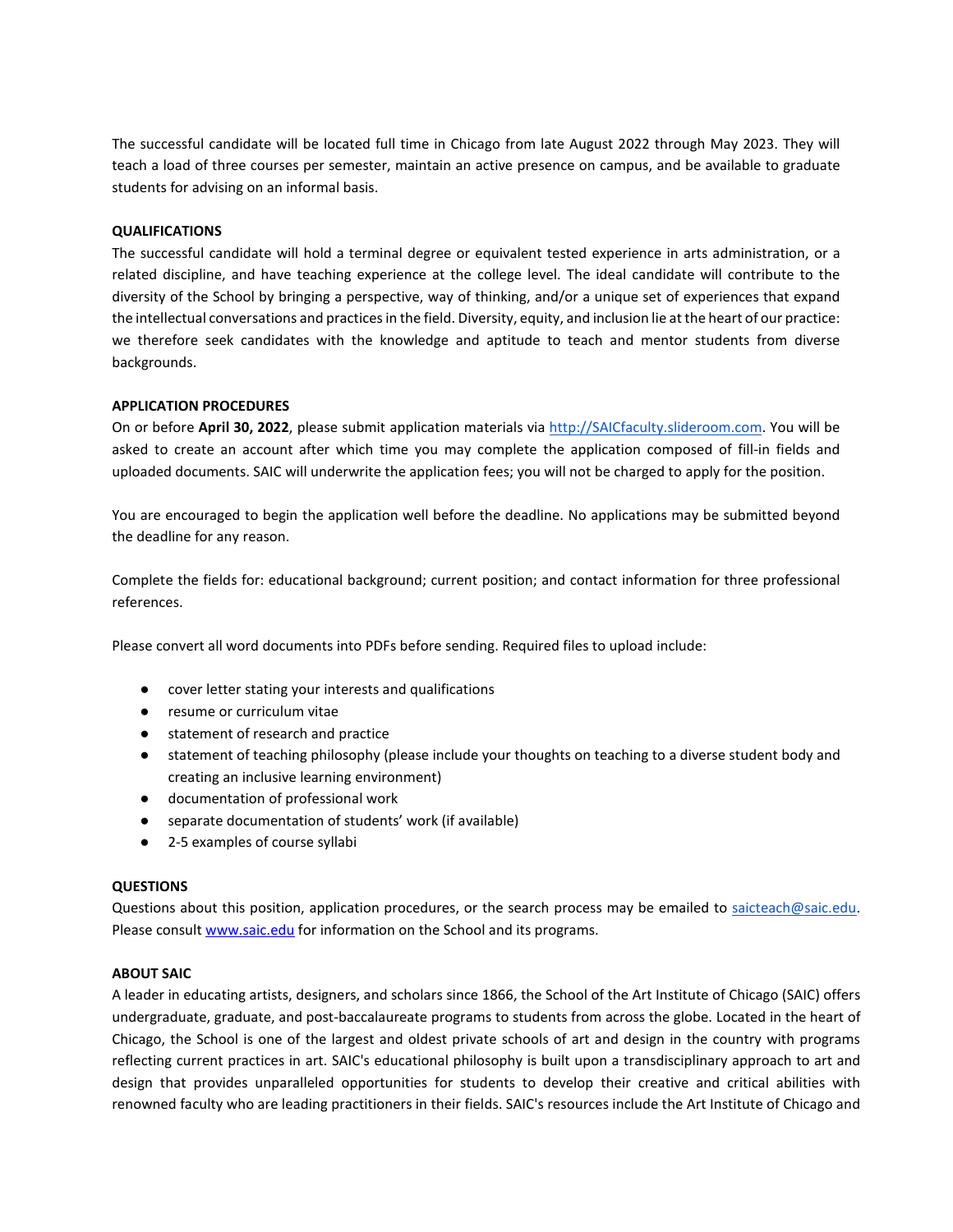The successful candidate will be located full time in Chicago from late August 2022 through May 2023. They will teach a load of three courses per semester, maintain an active presence on campus, and be available to graduate students for advising on an informal basis.

**QUALIFICATIONS**

The successful candidate will hold a terminal degree or equivalent tested experience in arts administration, or a related discipline, and have teaching experience at the college level. The ideal candidate will contribute to the diversity of the School by bringing a perspective, way of thinking, and/or a unique set of experiences that expand the intellectual conversations and practices in the field. Diversity, equity, and inclusion lie at the heart of our practice: we therefore seek candidates with the knowledge and aptitude to teach and mentor students from diverse backgrounds.

**APPLICATION PROCEDURES**

On or before **April 30, 2022**, please submit application materials via [http://SAICfaculty.slideroom.com](http://SAICfaculty.slideroom.com). You will be asked to create an account after which time you may complete the application composed of fill-in fields and uploaded documents. SAIC will underwrite the application fees; you will not be charged to apply for the position.

You are encouraged to begin the application well before the deadline. No applications may be submitted beyond the deadline for any reason.

Complete the fields for: educational background; current position; and contact information for three professional references.

Please convert all word documents into PDFs before sending. Required files to upload include:

- cover letter stating your interests and qualifications
- resume or curriculum vitae
- statement of research and practice
- statement of teaching philosophy (please include your thoughts on teaching to a diverse student body and creating an inclusive learning environment)
- documentation of professional work
- separate documentation of students' work (if available)
- 2-5 examples of course syllabi

**QUESTIONS**

Questions about this position, application procedures, or the search process may be emailed to [saicteach@saic.edu](mailto:saicteach@saic.edu). Please consult [www.saic.edu](http://www.saic.edu) for information on the School and its programs.

**ABOUT SAIC**

A leader in educating artists, designers, and scholars since 1866, the School of the Art Institute of Chicago (SAIC) offers undergraduate, graduate, and post-baccalaureate programs to students from across the globe. Located in the heart of Chicago, the School is one of the largest and oldest private schools of art and design in the country with programs reflecting current practices in art. SAIC's educational philosophy is built upon a transdisciplinary approach to art and design that provides unparalleled opportunities for students to develop their creative and critical abilities with renowned faculty who are leading practitioners in their fields. SAIC's resources include the Art Institute of Chicago and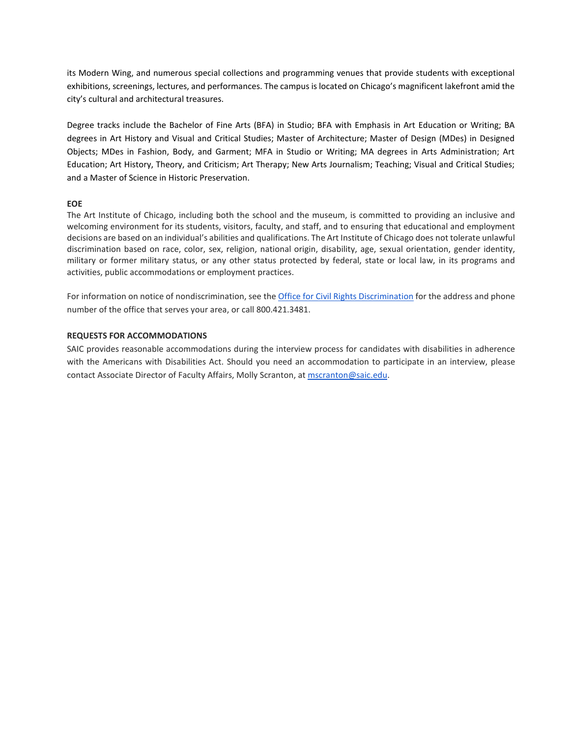its Modern Wing, and numerous special collections and programming venues that provide students with exceptional exhibitions, screenings, lectures, and performances. The campus is located on Chicago's magnificent lakefront amid the city's cultural and architectural treasures.

Degree tracks include the Bachelor of Fine Arts (BFA) in Studio; BFA with Emphasis in Art Education or Writing; BA degrees in Art History and Visual and Critical Studies; Master of Architecture; Master of Design (MDes) in Designed Objects; MDes in Fashion, Body, and Garment; MFA in Studio or Writing; MA degrees in Arts Administration; Art Education; Art History, Theory, and Criticism; Art Therapy; New Arts Journalism; Teaching; Visual and Critical Studies; and a Master of Science in Historic Preservation.

**EOE**

The Art Institute of Chicago, including both the school and the museum, is committed to providing an inclusive and welcoming environment for its students, visitors, faculty, and staff, and to ensuring that educational and employment decisions are based on an individual's abilities and qualifications. The Art Institute of Chicago does not tolerate unlawful discrimination based on race, color, sex, religion, national origin, disability, age, sexual orientation, gender identity, military or former military status, or any other status protected by federal, state or local law, in its programs and activities, public accommodations or employment practices.

For information on notice of nondiscrimination, see the Office for Civil Rights Discrimination for the address and phone number of the office that serves your area, or call 800.421.3481.

**REQUESTS FOR ACCOMMODATIONS**

SAIC provides reasonable accommodations during the interview process for candidates with disabilities in adherence with the Americans with Disabilities Act. Should you need an accommodation to participate in an interview, please contact Associate Director of Faculty Affairs, Molly Scranton, at mscranton@saic.edu.